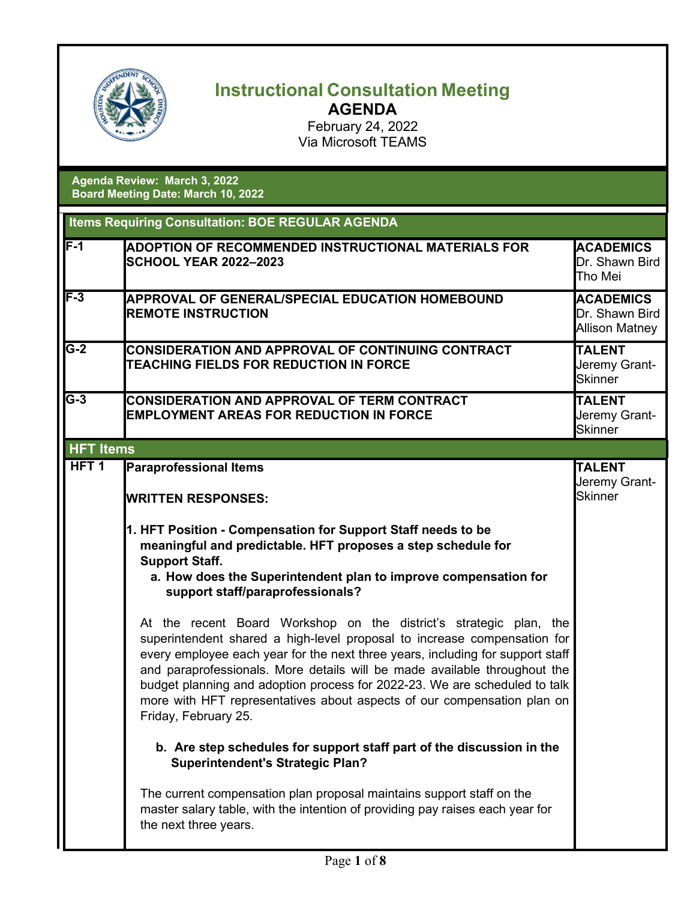# Instructional Consultation Meeting

## AGENDA

February 24, 2022
Via Microsoft TEAMS

**Agenda Review: March 3, 2022**
**Board Meeting Date: March 10, 2022**

| Items Requiring Consultation: BOE REGULAR AGENDA | | |
|---|---|---|
| F-1 | **ADOPTION OF RECOMMENDED INSTRUCTIONAL MATERIALS FOR SCHOOL YEAR 2022–2023** | **ACADEMICS** Dr. Shawn Bird Tho Mei |
| F-3 | **APPROVAL OF GENERAL/SPECIAL EDUCATION HOMEBOUND REMOTE INSTRUCTION** | **ACADEMICS** Dr. Shawn Bird Allison Matney |
| G-2 | **CONSIDERATION AND APPROVAL OF CONTINUING CONTRACT TEACHING FIELDS FOR REDUCTION IN FORCE** | **TALENT** Jeremy Grant-Skinner |
| G-3 | **CONSIDERATION AND APPROVAL OF TERM CONTRACT EMPLOYMENT AREAS FOR REDUCTION IN FORCE** | **TALENT** Jeremy Grant-Skinner |
| **HFT Items** | | |
| HFT 1 | **Paraprofessional Items**<br><br>**WRITTEN RESPONSES:**<br><br>**1. HFT Position - Compensation for Support Staff needs to be meaningful and predictable. HFT proposes a step schedule for Support Staff.**<br>**a. How does the Superintendent plan to improve compensation for support staff/paraprofessionals?**<br><br>At the recent Board Workshop on the district's strategic plan, the superintendent shared a high-level proposal to increase compensation for every employee each year for the next three years, including for support staff and paraprofessionals. More details will be made available throughout the budget planning and adoption process for 2022-23. We are scheduled to talk more with HFT representatives about aspects of our compensation plan on Friday, February 25.<br><br>**b. Are step schedules for support staff part of the discussion in the Superintendent's Strategic Plan?**<br><br>The current compensation plan proposal maintains support staff on the master salary table, with the intention of providing pay raises each year for the next three years. | **TALENT** Jeremy Grant-Skinner |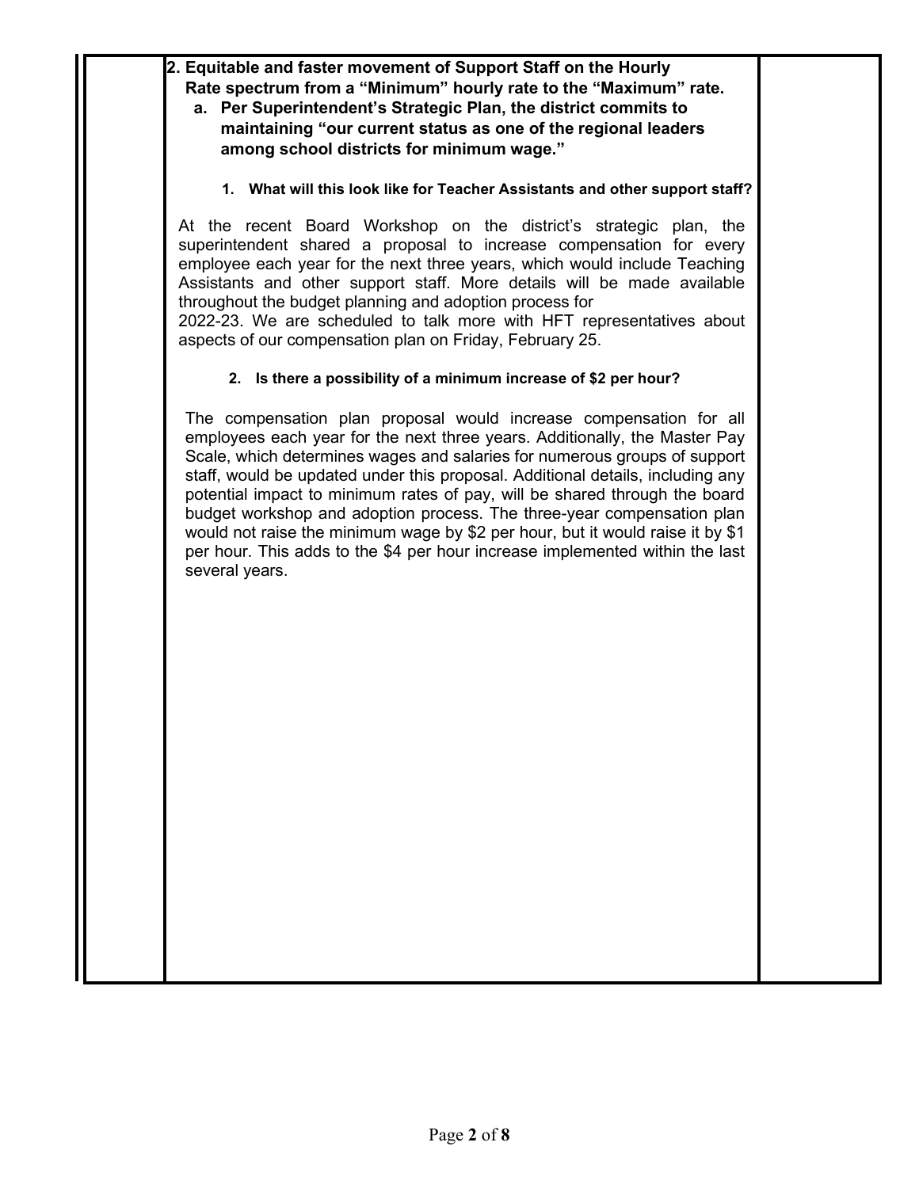**2. Equitable and faster movement of Support Staff on the Hourly Rate spectrum from a "Minimum" hourly rate to the "Maximum" rate.**

**a. Per Superintendent's Strategic Plan, the district commits to maintaining "our current status as one of the regional leaders among school districts for minimum wage."**

**1. What will this look like for Teacher Assistants and other support staff?**

At the recent Board Workshop on the district's strategic plan, the superintendent shared a proposal to increase compensation for every employee each year for the next three years, which would include Teaching Assistants and other support staff. More details will be made available throughout the budget planning and adoption process for 2022-23. We are scheduled to talk more with HFT representatives about aspects of our compensation plan on Friday, February 25.

**2. Is there a possibility of a minimum increase of $2 per hour?**

The compensation plan proposal would increase compensation for all employees each year for the next three years. Additionally, the Master Pay Scale, which determines wages and salaries for numerous groups of support staff, would be updated under this proposal. Additional details, including any potential impact to minimum rates of pay, will be shared through the board budget workshop and adoption process. The three-year compensation plan would not raise the minimum wage by $2 per hour, but it would raise it by $1 per hour. This adds to the $4 per hour increase implemented within the last several years.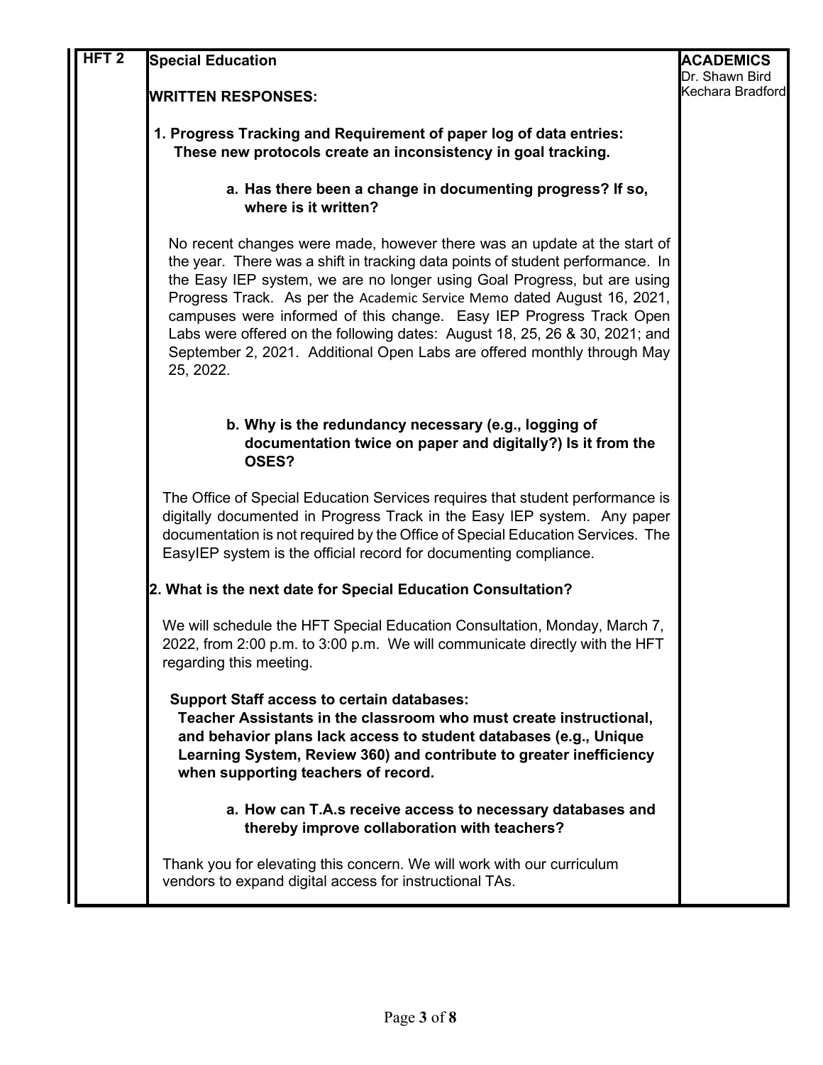| HFT 2 | Special Education | ACADEMICS<br>Dr. Shawn Bird<br>Kechara Bradford |
|---|---|---|

**WRITTEN RESPONSES:**

**1. Progress Tracking and Requirement of paper log of data entries: These new protocols create an inconsistency in goal tracking.**

**a. Has there been a change in documenting progress? If so, where is it written?**

No recent changes were made, however there was an update at the start of the year. There was a shift in tracking data points of student performance. In the Easy IEP system, we are no longer using Goal Progress, but are using Progress Track. As per the Academic Service Memo dated August 16, 2021, campuses were informed of this change. Easy IEP Progress Track Open Labs were offered on the following dates: August 18, 25, 26 & 30, 2021; and September 2, 2021. Additional Open Labs are offered monthly through May 25, 2022.

**b. Why is the redundancy necessary (e.g., logging of documentation twice on paper and digitally?) Is it from the OSES?**

The Office of Special Education Services requires that student performance is digitally documented in Progress Track in the Easy IEP system. Any paper documentation is not required by the Office of Special Education Services. The EasyIEP system is the official record for documenting compliance.

**2. What is the next date for Special Education Consultation?**

We will schedule the HFT Special Education Consultation, Monday, March 7, 2022, from 2:00 p.m. to 3:00 p.m. We will communicate directly with the HFT regarding this meeting.

**Support Staff access to certain databases: Teacher Assistants in the classroom who must create instructional, and behavior plans lack access to student databases (e.g., Unique Learning System, Review 360) and contribute to greater inefficiency when supporting teachers of record.**

**a. How can T.A.s receive access to necessary databases and thereby improve collaboration with teachers?**

Thank you for elevating this concern. We will work with our curriculum vendors to expand digital access for instructional TAs.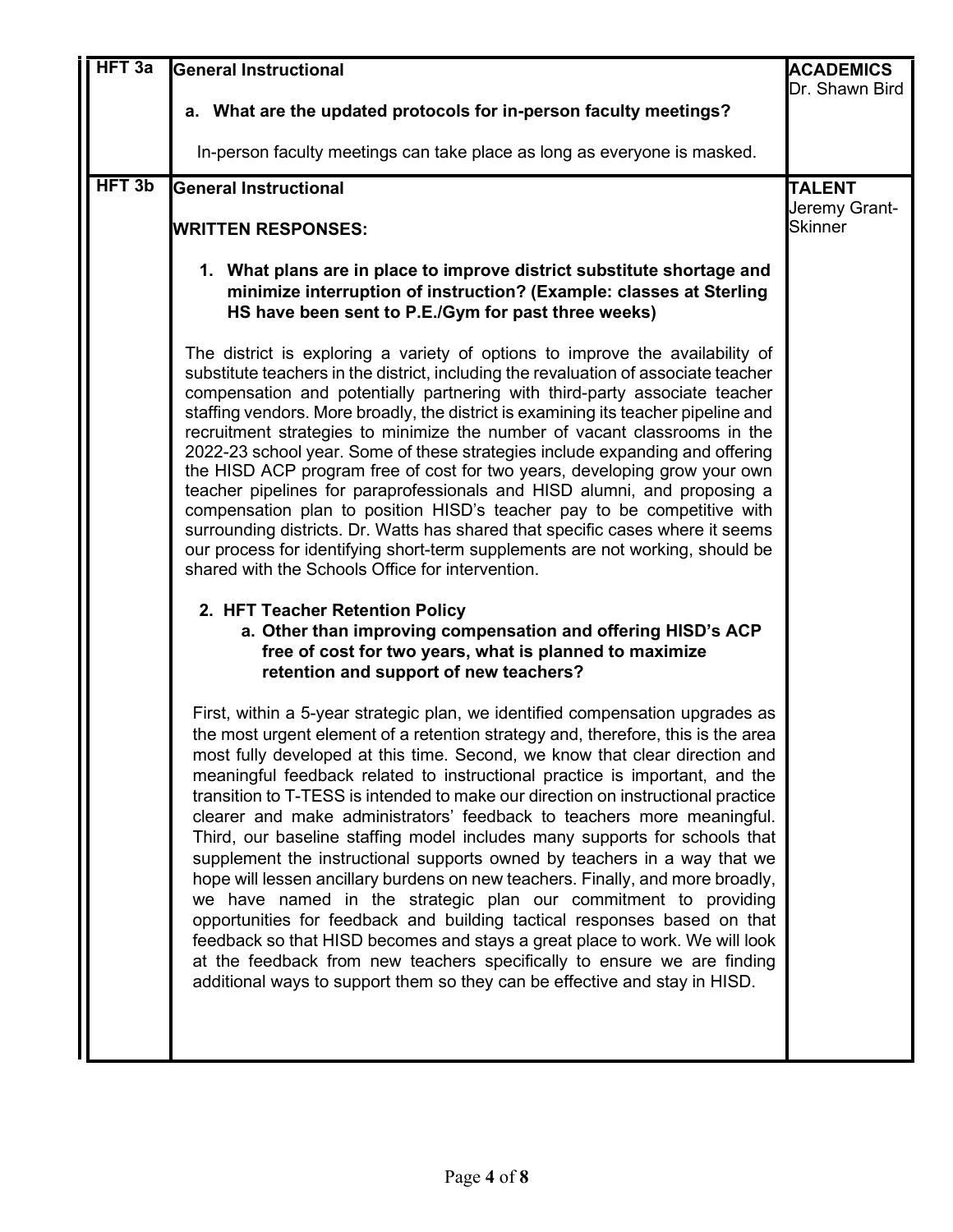| HFT 3a | General Instructional<br><br>**a. What are the updated protocols for in-person faculty meetings?**<br><br>In-person faculty meetings can take place as long as everyone is masked. | **ACADEMICS**<br>Dr. Shawn Bird |
|---|---|---|
| **HFT 3b** | **General Instructional**<br><br>**WRITTEN RESPONSES:**<br><br>**1. What plans are in place to improve district substitute shortage and minimize interruption of instruction? (Example: classes at Sterling HS have been sent to P.E./Gym for past three weeks)**<br><br>The district is exploring a variety of options to improve the availability of substitute teachers in the district, including the revaluation of associate teacher compensation and potentially partnering with third-party associate teacher staffing vendors. More broadly, the district is examining its teacher pipeline and recruitment strategies to minimize the number of vacant classrooms in the 2022-23 school year. Some of these strategies include expanding and offering the HISD ACP program free of cost for two years, developing grow your own teacher pipelines for paraprofessionals and HISD alumni, and proposing a compensation plan to position HISD's teacher pay to be competitive with surrounding districts. Dr. Watts has shared that specific cases where it seems our process for identifying short-term supplements are not working, should be shared with the Schools Office for intervention.<br><br>**2. HFT Teacher Retention Policy**<br>**a. Other than improving compensation and offering HISD's ACP free of cost for two years, what is planned to maximize retention and support of new teachers?**<br><br>First, within a 5-year strategic plan, we identified compensation upgrades as the most urgent element of a retention strategy and, therefore, this is the area most fully developed at this time. Second, we know that clear direction and meaningful feedback related to instructional practice is important, and the transition to T-TESS is intended to make our direction on instructional practice clearer and make administrators' feedback to teachers more meaningful. Third, our baseline staffing model includes many supports for schools that supplement the instructional supports owned by teachers in a way that we hope will lessen ancillary burdens on new teachers. Finally, and more broadly, we have named in the strategic plan our commitment to providing opportunities for feedback and building tactical responses based on that feedback so that HISD becomes and stays a great place to work. We will look at the feedback from new teachers specifically to ensure we are finding additional ways to support them so they can be effective and stay in HISD. | **TALENT**<br>Jeremy Grant-Skinner |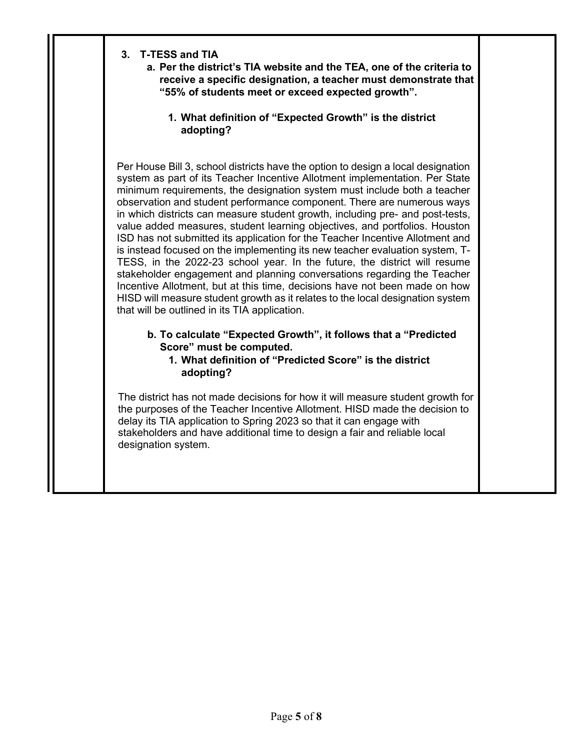**3. T-TESS and TIA**

**a. Per the district's TIA website and the TEA, one of the criteria to receive a specific designation, a teacher must demonstrate that "55% of students meet or exceed expected growth".**

**1. What definition of "Expected Growth" is the district adopting?**

Per House Bill 3, school districts have the option to design a local designation system as part of its Teacher Incentive Allotment implementation. Per State minimum requirements, the designation system must include both a teacher observation and student performance component. There are numerous ways in which districts can measure student growth, including pre- and post-tests, value added measures, student learning objectives, and portfolios. Houston ISD has not submitted its application for the Teacher Incentive Allotment and is instead focused on the implementing its new teacher evaluation system, T-TESS, in the 2022-23 school year. In the future, the district will resume stakeholder engagement and planning conversations regarding the Teacher Incentive Allotment, but at this time, decisions have not been made on how HISD will measure student growth as it relates to the local designation system that will be outlined in its TIA application.

**b. To calculate "Expected Growth", it follows that a "Predicted Score" must be computed.**

**1. What definition of "Predicted Score" is the district adopting?**

The district has not made decisions for how it will measure student growth for the purposes of the Teacher Incentive Allotment. HISD made the decision to delay its TIA application to Spring 2023 so that it can engage with stakeholders and have additional time to design a fair and reliable local designation system.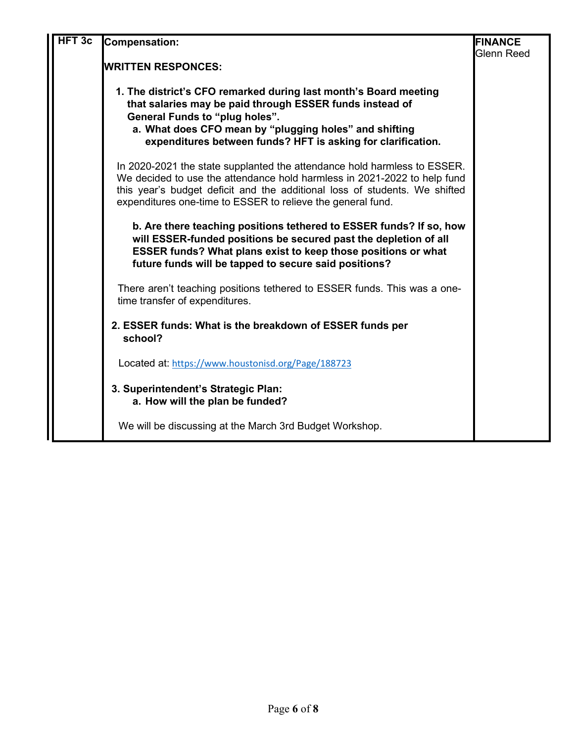| HFT 3c | **Compensation:**<br><br>**WRITTEN RESPONCES:**<br><br>**1. The district's CFO remarked during last month's Board meeting that salaries may be paid through ESSER funds instead of General Funds to "plug holes".**<br>**a. What does CFO mean by "plugging holes" and shifting expenditures between funds? HFT is asking for clarification.**<br><br>In 2020-2021 the state supplanted the attendance hold harmless to ESSER. We decided to use the attendance hold harmless in 2021-2022 to help fund this year's budget deficit and the additional loss of students. We shifted expenditures one-time to ESSER to relieve the general fund.<br><br>**b. Are there teaching positions tethered to ESSER funds? If so, how will ESSER-funded positions be secured past the depletion of all ESSER funds? What plans exist to keep those positions or what future funds will be tapped to secure said positions?**<br><br>There aren't teaching positions tethered to ESSER funds. This was a one-time transfer of expenditures.<br><br>**2. ESSER funds: What is the breakdown of ESSER funds per school?**<br><br>Located at: https://www.houstonisd.org/Page/188723<br><br>**3. Superintendent's Strategic Plan:**<br>**a. How will the plan be funded?**<br><br>We will be discussing at the March 3rd Budget Workshop. | **FINANCE**<br>Glenn Reed |
|---|---|---|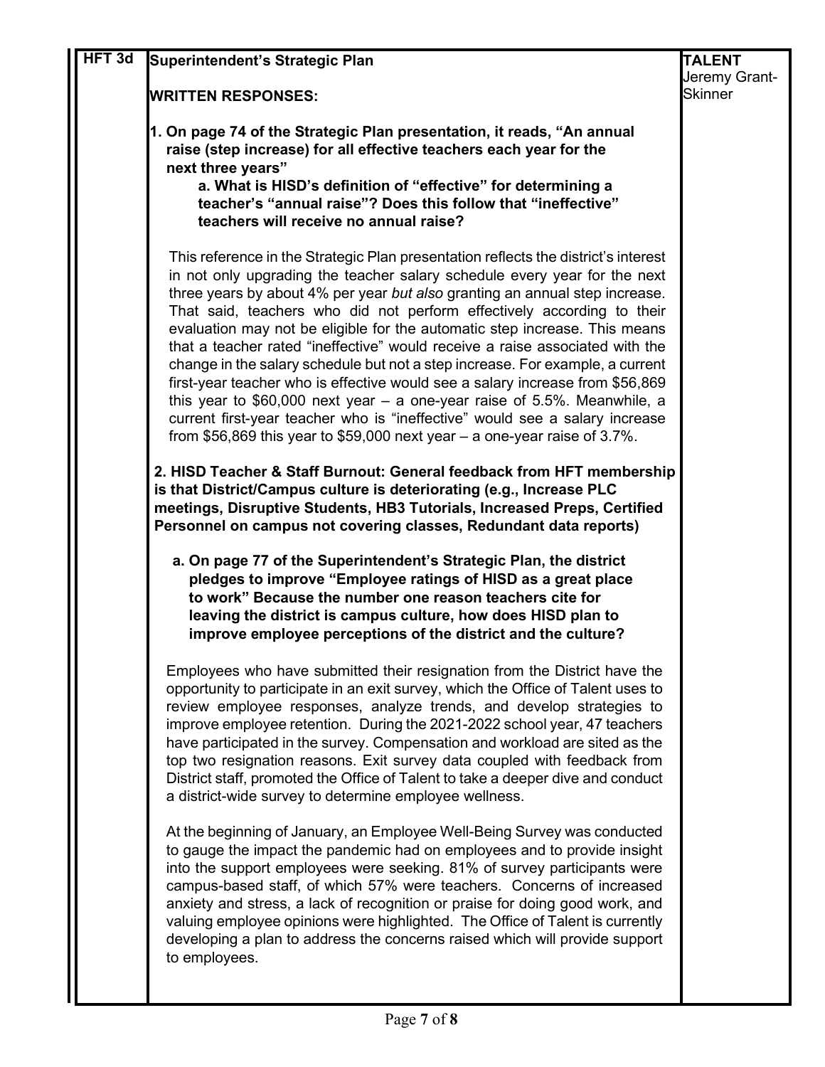| HFT 3d | Superintendent's Strategic Plan | TALENT |
|---|---|---|
| | | Jeremy Grant-Skinner |

**HFT 3d — Superintendent's Strategic Plan**

**TALENT** — Jeremy Grant-Skinner

**WRITTEN RESPONSES:**

**1. On page 74 of the Strategic Plan presentation, it reads, "An annual raise (step increase) for all effective teachers each year for the next three years"**

**a. What is HISD's definition of "effective" for determining a teacher's "annual raise"? Does this follow that "ineffective" teachers will receive no annual raise?**

This reference in the Strategic Plan presentation reflects the district's interest in not only upgrading the teacher salary schedule every year for the next three years by about 4% per year *but also* granting an annual step increase. That said, teachers who did not perform effectively according to their evaluation may not be eligible for the automatic step increase. This means that a teacher rated "ineffective" would receive a raise associated with the change in the salary schedule but not a step increase. For example, a current first-year teacher who is effective would see a salary increase from $56,869 this year to $60,000 next year – a one-year raise of 5.5%. Meanwhile, a current first-year teacher who is "ineffective" would see a salary increase from $56,869 this year to $59,000 next year – a one-year raise of 3.7%.

**2. HISD Teacher & Staff Burnout: General feedback from HFT membership is that District/Campus culture is deteriorating (e.g., Increase PLC meetings, Disruptive Students, HB3 Tutorials, Increased Preps, Certified Personnel on campus not covering classes, Redundant data reports)**

**a. On page 77 of the Superintendent's Strategic Plan, the district pledges to improve "Employee ratings of HISD as a great place to work" Because the number one reason teachers cite for leaving the district is campus culture, how does HISD plan to improve employee perceptions of the district and the culture?**

Employees who have submitted their resignation from the District have the opportunity to participate in an exit survey, which the Office of Talent uses to review employee responses, analyze trends, and develop strategies to improve employee retention. During the 2021-2022 school year, 47 teachers have participated in the survey. Compensation and workload are sited as the top two resignation reasons. Exit survey data coupled with feedback from District staff, promoted the Office of Talent to take a deeper dive and conduct a district-wide survey to determine employee wellness.

At the beginning of January, an Employee Well-Being Survey was conducted to gauge the impact the pandemic had on employees and to provide insight into the support employees were seeking. 81% of survey participants were campus-based staff, of which 57% were teachers. Concerns of increased anxiety and stress, a lack of recognition or praise for doing good work, and valuing employee opinions were highlighted. The Office of Talent is currently developing a plan to address the concerns raised which will provide support to employees.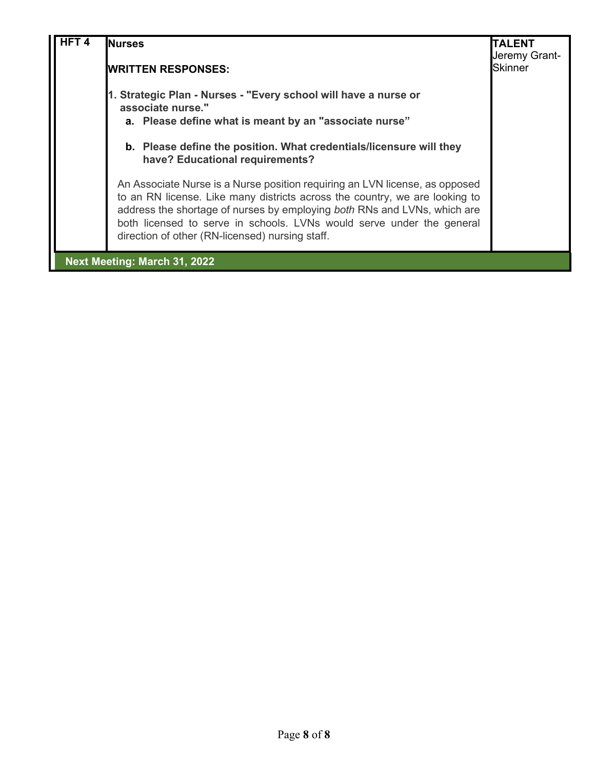| | | |
|---|---|---|
| **HFT 4** | **Nurses**<br><br>**WRITTEN RESPONSES:**<br><br>**1. Strategic Plan - Nurses - "Every school will have a nurse or associate nurse."**<br>**a. Please define what is meant by an "associate nurse"**<br><br>**b. Please define the position. What credentials/licensure will they have? Educational requirements?**<br><br>An Associate Nurse is a Nurse position requiring an LVN license, as opposed to an RN license. Like many districts across the country, we are looking to address the shortage of nurses by employing *both* RNs and LVNs, which are both licensed to serve in schools. LVNs would serve under the general direction of other (RN-licensed) nursing staff. | **TALENT**<br>Jeremy Grant-Skinner |

**Next Meeting: March 31, 2022**